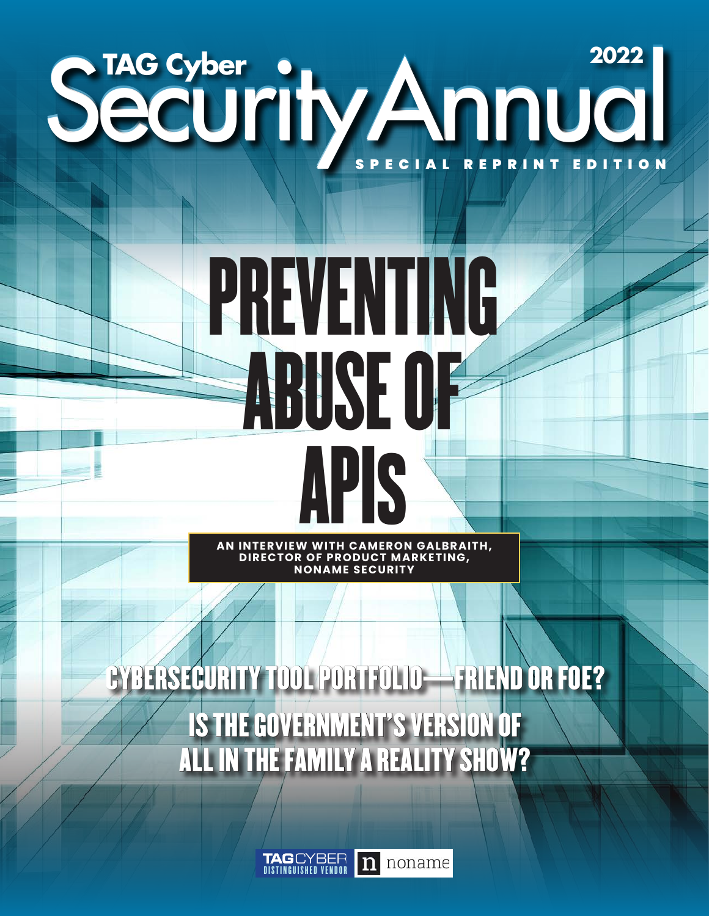# TAG Cyber Security Annual 2022

SPECIAL REPRINT EDITION

# PREVENTING ABUSE OF APIs

**AN INTERVIEW WITH CAMERON GALBRAITH, DIRECTOR OF PRODUCT MARKETING, NONAME SECURITY**

## CYBERSECURITY TOOL PORTFOLIO—FRIEND OR FOE?

## IS THE GOVERNMENT'S VERSION OF ALL IN THE FAMILY A REALITY SHOW?

TAG CYBER DISTINGUISHED VENDOR

noname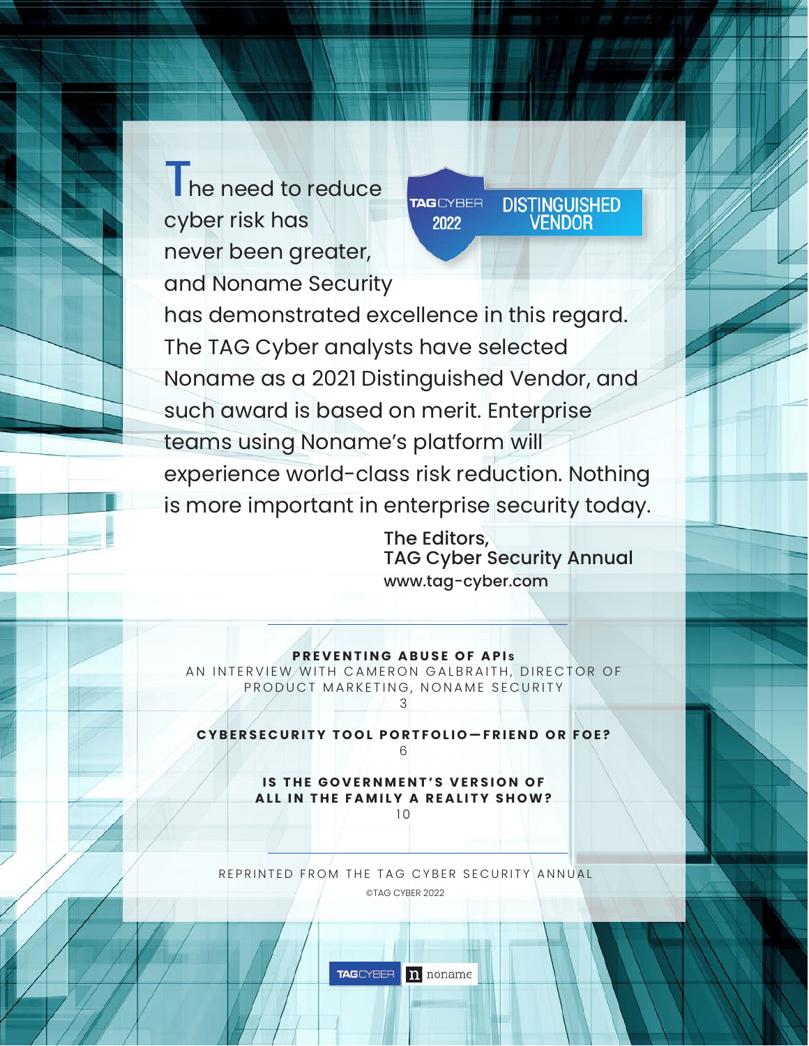TAG CYBER 2022 DISTINGUISHED VENDOR

The need to reduce cyber risk has never been greater, and Noname Security has demonstrated excellence in this regard. The TAG Cyber analysts have selected Noname as a 2021 Distinguished Vendor, and such award is based on merit. Enterprise teams using Noname's platform will experience world-class risk reduction. Nothing is more important in enterprise security today.

The Editors,
TAG Cyber Security Annual
www.tag-cyber.com

---

**PREVENTING ABUSE OF APIs**
AN INTERVIEW WITH CAMERON GALBRAITH, DIRECTOR OF PRODUCT MARKETING, NONAME SECURITY
3

**CYBERSECURITY TOOL PORTFOLIO—FRIEND OR FOE?**
6

**IS THE GOVERNMENT'S VERSION OF ALL IN THE FAMILY A REALITY SHOW?**
10

---

REPRINTED FROM THE TAG CYBER SECURITY ANNUAL

©TAG CYBER 2022

TAGCYBER noname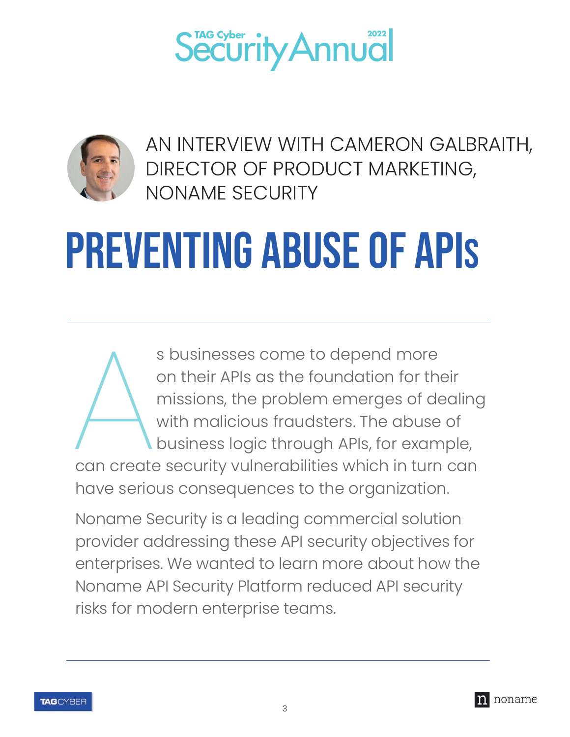AN INTERVIEW WITH CAMERON GALBRAITH, DIRECTOR OF PRODUCT MARKETING, NONAME SECURITY

# PREVENTING ABUSE OF APIs

As businesses come to depend more on their APIs as the foundation for their missions, the problem emerges of dealing with malicious fraudsters. The abuse of business logic through APIs, for example, can create security vulnerabilities which in turn can have serious consequences to the organization.

Noname Security is a leading commercial solution provider addressing these API security objectives for enterprises. We wanted to learn more about how the Noname API Security Platform reduced API security risks for modern enterprise teams.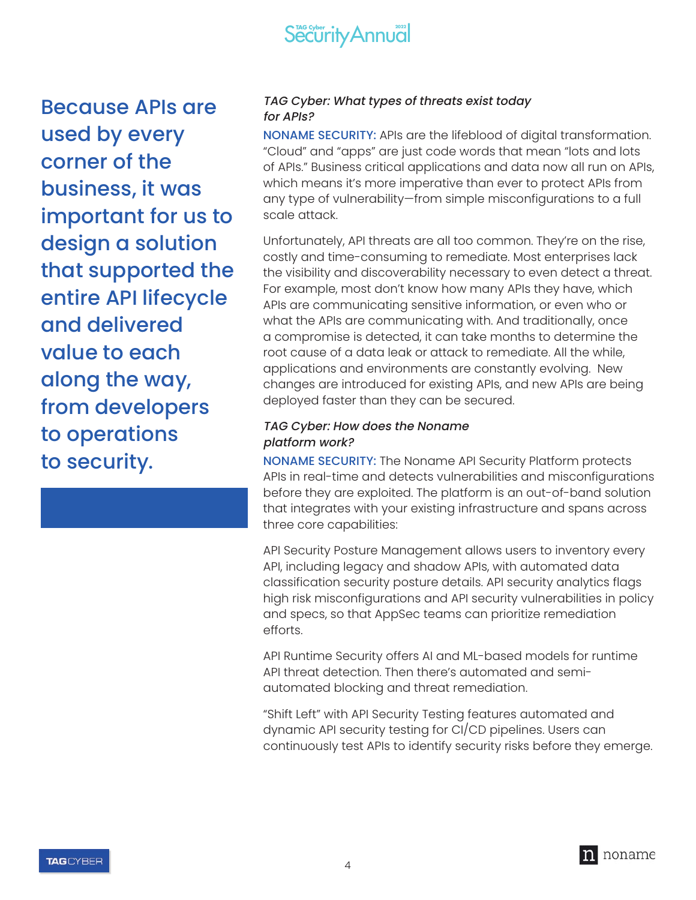**Because APIs are used by every corner of the business, it was important for us to design a solution that supported the entire API lifecycle and delivered value to each along the way, from developers to operations to security.**

*TAG Cyber: What types of threats exist today for APIs?*

**NONAME SECURITY:** APIs are the lifeblood of digital transformation. "Cloud" and "apps" are just code words that mean "lots and lots of APIs." Business critical applications and data now all run on APIs, which means it's more imperative than ever to protect APIs from any type of vulnerability—from simple misconfigurations to a full scale attack.

Unfortunately, API threats are all too common. They're on the rise, costly and time-consuming to remediate. Most enterprises lack the visibility and discoverability necessary to even detect a threat. For example, most don't know how many APIs they have, which APIs are communicating sensitive information, or even who or what the APIs are communicating with. And traditionally, once a compromise is detected, it can take months to determine the root cause of a data leak or attack to remediate. All the while, applications and environments are constantly evolving. New changes are introduced for existing APIs, and new APIs are being deployed faster than they can be secured.

*TAG Cyber: How does the Noname platform work?*

**NONAME SECURITY:** The Noname API Security Platform protects APIs in real-time and detects vulnerabilities and misconfigurations before they are exploited. The platform is an out-of-band solution that integrates with your existing infrastructure and spans across three core capabilities:

API Security Posture Management allows users to inventory every API, including legacy and shadow APIs, with automated data classification security posture details. API security analytics flags high risk misconfigurations and API security vulnerabilities in policy and specs, so that AppSec teams can prioritize remediation efforts.

API Runtime Security offers AI and ML-based models for runtime API threat detection. Then there's automated and semi-automated blocking and threat remediation.

"Shift Left" with API Security Testing features automated and dynamic API security testing for CI/CD pipelines. Users can continuously test APIs to identify security risks before they emerge.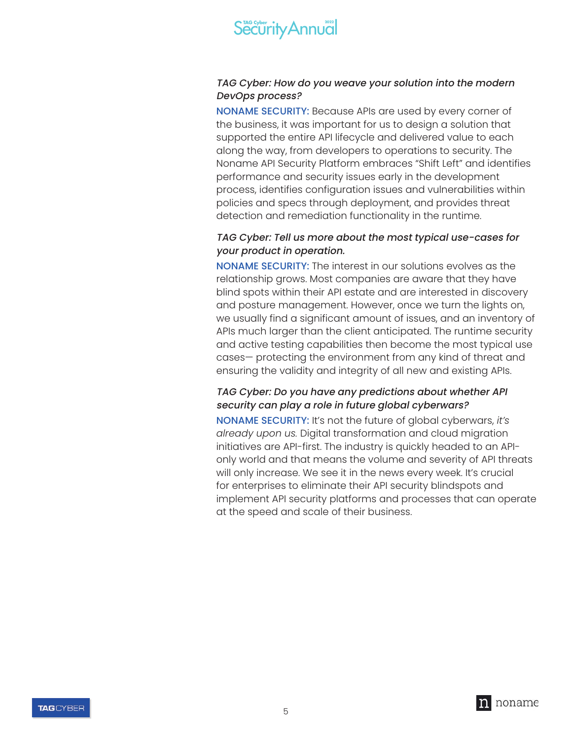*TAG Cyber: How do you weave your solution into the modern DevOps process?*

**NONAME SECURITY:** Because APIs are used by every corner of the business, it was important for us to design a solution that supported the entire API lifecycle and delivered value to each along the way, from developers to operations to security. The Noname API Security Platform embraces "Shift Left" and identifies performance and security issues early in the development process, identifies configuration issues and vulnerabilities within policies and specs through deployment, and provides threat detection and remediation functionality in the runtime.

*TAG Cyber: Tell us more about the most typical use-cases for your product in operation.*

**NONAME SECURITY:** The interest in our solutions evolves as the relationship grows. Most companies are aware that they have blind spots within their API estate and are interested in discovery and posture management. However, once we turn the lights on, we usually find a significant amount of issues, and an inventory of APIs much larger than the client anticipated. The runtime security and active testing capabilities then become the most typical use cases— protecting the environment from any kind of threat and ensuring the validity and integrity of all new and existing APIs.

*TAG Cyber: Do you have any predictions about whether API security can play a role in future global cyberwars?*

**NONAME SECURITY:** It's not the future of global cyberwars, *it's already upon us.* Digital transformation and cloud migration initiatives are API-first. The industry is quickly headed to an API-only world and that means the volume and severity of API threats will only increase. We see it in the news every week. It's crucial for enterprises to eliminate their API security blindspots and implement API security platforms and processes that can operate at the speed and scale of their business.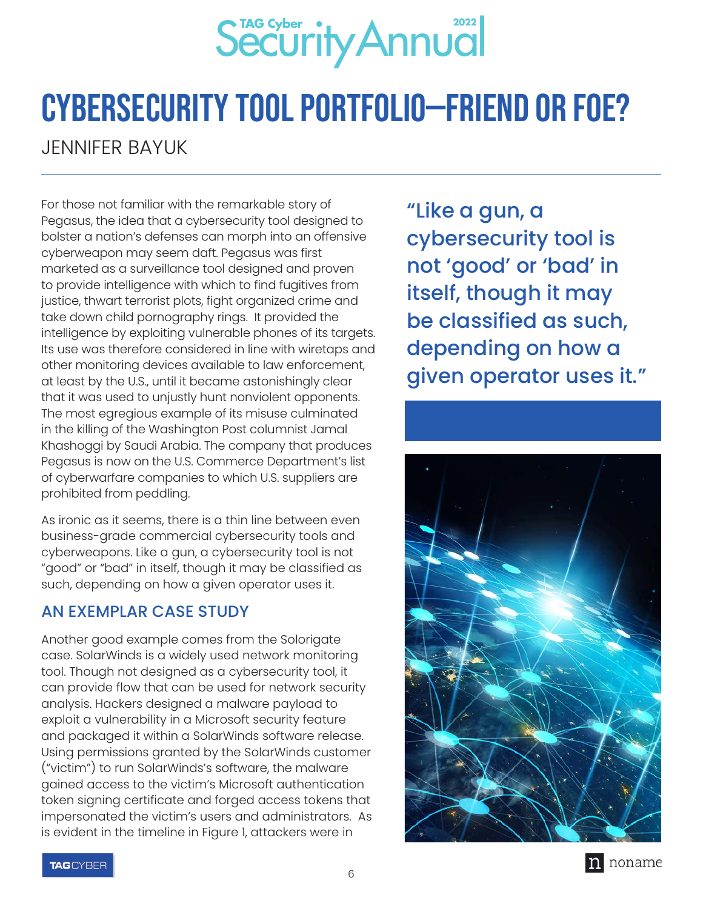# CYBERSECURITY TOOL PORTFOLIO—FRIEND OR FOE?

JENNIFER BAYUK

For those not familiar with the remarkable story of Pegasus, the idea that a cybersecurity tool designed to bolster a nation's defenses can morph into an offensive cyberweapon may seem daft. Pegasus was first marketed as a surveillance tool designed and proven to provide intelligence with which to find fugitives from justice, thwart terrorist plots, fight organized crime and take down child pornography rings. It provided the intelligence by exploiting vulnerable phones of its targets. Its use was therefore considered in line with wiretaps and other monitoring devices available to law enforcement, at least by the U.S., until it became astonishingly clear that it was used to unjustly hunt nonviolent opponents. The most egregious example of its misuse culminated in the killing of the Washington Post columnist Jamal Khashoggi by Saudi Arabia. The company that produces Pegasus is now on the U.S. Commerce Department's list of cyberwarfare companies to which U.S. suppliers are prohibited from peddling.

As ironic as it seems, there is a thin line between even business-grade commercial cybersecurity tools and cyberweapons. Like a gun, a cybersecurity tool is not "good" or "bad" in itself, though it may be classified as such, depending on how a given operator uses it.

> "Like a gun, a cybersecurity tool is not 'good' or 'bad' in itself, though it may be classified as such, depending on how a given operator uses it."

## AN EXEMPLAR CASE STUDY

Another good example comes from the Solorigate case. SolarWinds is a widely used network monitoring tool. Though not designed as a cybersecurity tool, it can provide flow that can be used for network security analysis. Hackers designed a malware payload to exploit a vulnerability in a Microsoft security feature and packaged it within a SolarWinds software release. Using permissions granted by the SolarWinds customer ("victim") to run SolarWinds's software, the malware gained access to the victim's Microsoft authentication token signing certificate and forged access tokens that impersonated the victim's users and administrators. As is evident in the timeline in Figure 1, attackers were in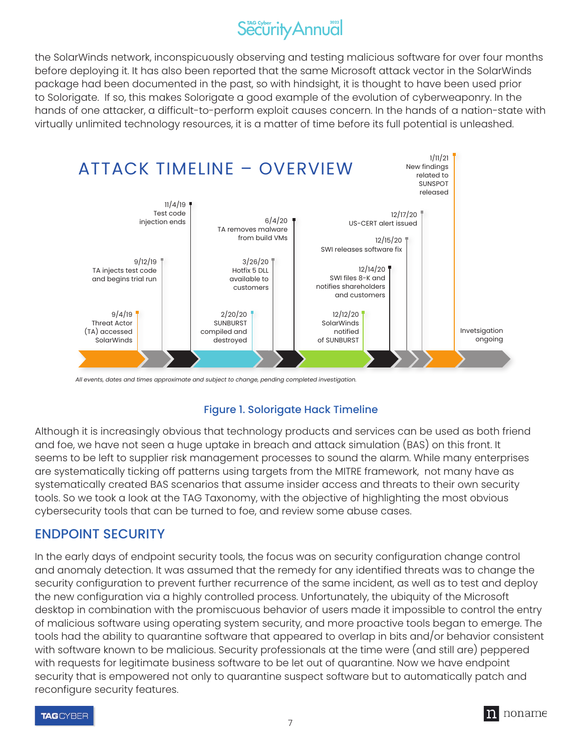the SolarWinds network, inconspicuously observing and testing malicious software for over four months before deploying it. It has also been reported that the same Microsoft attack vector in the SolarWinds package had been documented in the past, so with hindsight, it is thought to have been used prior to Solorigate. If so, this makes Solorigate a good example of the evolution of cyberweaponry. In the hands of one attacker, a difficult-to-perform exploit causes concern. In the hands of a nation-state with virtually unlimited technology resources, it is a matter of time before its full potential is unleashed.

## ATTACK TIMELINE – OVERVIEW

- 9/4/19 – Threat Actor (TA) accessed SolarWinds
- 9/12/19 – TA injects test code and begins trial run
- 11/4/19 – Test code injection ends
- 2/20/20 – SUNBURST compiled and destroyed
- 3/26/20 – Hotfix 5 DLL available to customers
- 6/4/20 – TA removes malware from build VMs
- 12/12/20 – SolarWinds notified of SUNBURST
- 12/14/20 – SWI files 8-K and notifies shareholders and customers
- 12/15/20 – SWI releases software fix
- 12/17/20 – US-CERT alert issued
- 1/11/21 – New findings related to SUNSPOT released
- Invetsigation ongoing

*All events, dates and times approximate and subject to change, pending completed investigation.*

Figure 1. Solorigate Hack Timeline

Although it is increasingly obvious that technology products and services can be used as both friend and foe, we have not seen a huge uptake in breach and attack simulation (BAS) on this front. It seems to be left to supplier risk management processes to sound the alarm. While many enterprises are systematically ticking off patterns using targets from the MITRE framework, not many have as systematically created BAS scenarios that assume insider access and threats to their own security tools. So we took a look at the TAG Taxonomy, with the objective of highlighting the most obvious cybersecurity tools that can be turned to foe, and review some abuse cases.

## ENDPOINT SECURITY

In the early days of endpoint security tools, the focus was on security configuration change control and anomaly detection. It was assumed that the remedy for any identified threats was to change the security configuration to prevent further recurrence of the same incident, as well as to test and deploy the new configuration via a highly controlled process. Unfortunately, the ubiquity of the Microsoft desktop in combination with the promiscuous behavior of users made it impossible to control the entry of malicious software using operating system security, and more proactive tools began to emerge. The tools had the ability to quarantine software that appeared to overlap in bits and/or behavior consistent with software known to be malicious. Security professionals at the time were (and still are) peppered with requests for legitimate business software to be let out of quarantine. Now we have endpoint security that is empowered not only to quarantine suspect software but to automatically patch and reconfigure security features.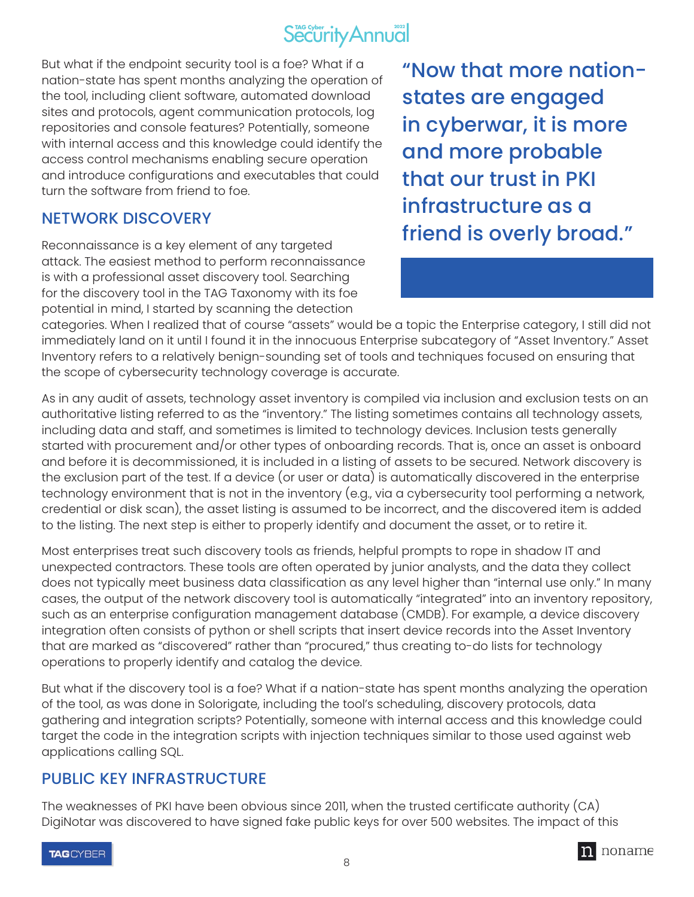But what if the endpoint security tool is a foe? What if a nation-state has spent months analyzing the operation of the tool, including client software, automated download sites and protocols, agent communication protocols, log repositories and console features? Potentially, someone with internal access and this knowledge could identify the access control mechanisms enabling secure operation and introduce configurations and executables that could turn the software from friend to foe.

> **"Now that more nation-states are engaged in cyberwar, it is more and more probable that our trust in PKI infrastructure as a friend is overly broad."**

## NETWORK DISCOVERY

Reconnaissance is a key element of any targeted attack. The easiest method to perform reconnaissance is with a professional asset discovery tool. Searching for the discovery tool in the TAG Taxonomy with its foe potential in mind, I started by scanning the detection categories. When I realized that of course "assets" would be a topic the Enterprise category, I still did not immediately land on it until I found it in the innocuous Enterprise subcategory of "Asset Inventory." Asset Inventory refers to a relatively benign-sounding set of tools and techniques focused on ensuring that the scope of cybersecurity technology coverage is accurate.

As in any audit of assets, technology asset inventory is compiled via inclusion and exclusion tests on an authoritative listing referred to as the "inventory." The listing sometimes contains all technology assets, including data and staff, and sometimes is limited to technology devices. Inclusion tests generally started with procurement and/or other types of onboarding records. That is, once an asset is onboard and before it is decommissioned, it is included in a listing of assets to be secured. Network discovery is the exclusion part of the test. If a device (or user or data) is automatically discovered in the enterprise technology environment that is not in the inventory (e.g., via a cybersecurity tool performing a network, credential or disk scan), the asset listing is assumed to be incorrect, and the discovered item is added to the listing. The next step is either to properly identify and document the asset, or to retire it.

Most enterprises treat such discovery tools as friends, helpful prompts to rope in shadow IT and unexpected contractors. These tools are often operated by junior analysts, and the data they collect does not typically meet business data classification as any level higher than "internal use only." In many cases, the output of the network discovery tool is automatically "integrated" into an inventory repository, such as an enterprise configuration management database (CMDB). For example, a device discovery integration often consists of python or shell scripts that insert device records into the Asset Inventory that are marked as "discovered" rather than "procured," thus creating to-do lists for technology operations to properly identify and catalog the device.

But what if the discovery tool is a foe? What if a nation-state has spent months analyzing the operation of the tool, as was done in Solorigate, including the tool's scheduling, discovery protocols, data gathering and integration scripts? Potentially, someone with internal access and this knowledge could target the code in the integration scripts with injection techniques similar to those used against web applications calling SQL.

## PUBLIC KEY INFRASTRUCTURE

The weaknesses of PKI have been obvious since 2011, when the trusted certificate authority (CA) DigiNotar was discovered to have signed fake public keys for over 500 websites. The impact of this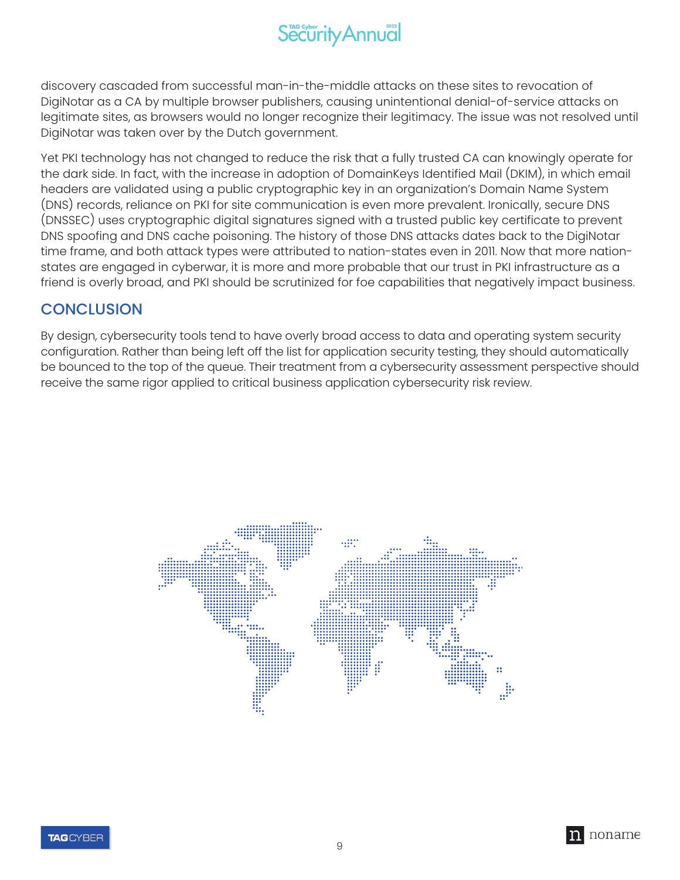discovery cascaded from successful man-in-the-middle attacks on these sites to revocation of DigiNotar as a CA by multiple browser publishers, causing unintentional denial-of-service attacks on legitimate sites, as browsers would no longer recognize their legitimacy. The issue was not resolved until DigiNotar was taken over by the Dutch government.

Yet PKI technology has not changed to reduce the risk that a fully trusted CA can knowingly operate for the dark side. In fact, with the increase in adoption of DomainKeys Identified Mail (DKIM), in which email headers are validated using a public cryptographic key in an organization's Domain Name System (DNS) records, reliance on PKI for site communication is even more prevalent. Ironically, secure DNS (DNSSEC) uses cryptographic digital signatures signed with a trusted public key certificate to prevent DNS spoofing and DNS cache poisoning. The history of those DNS attacks dates back to the DigiNotar time frame, and both attack types were attributed to nation-states even in 2011. Now that more nation-states are engaged in cyberwar, it is more and more probable that our trust in PKI infrastructure as a friend is overly broad, and PKI should be scrutinized for foe capabilities that negatively impact business.

## CONCLUSION

By design, cybersecurity tools tend to have overly broad access to data and operating system security configuration. Rather than being left off the list for application security testing, they should automatically be bounced to the top of the queue. Their treatment from a cybersecurity assessment perspective should receive the same rigor applied to critical business application cybersecurity risk review.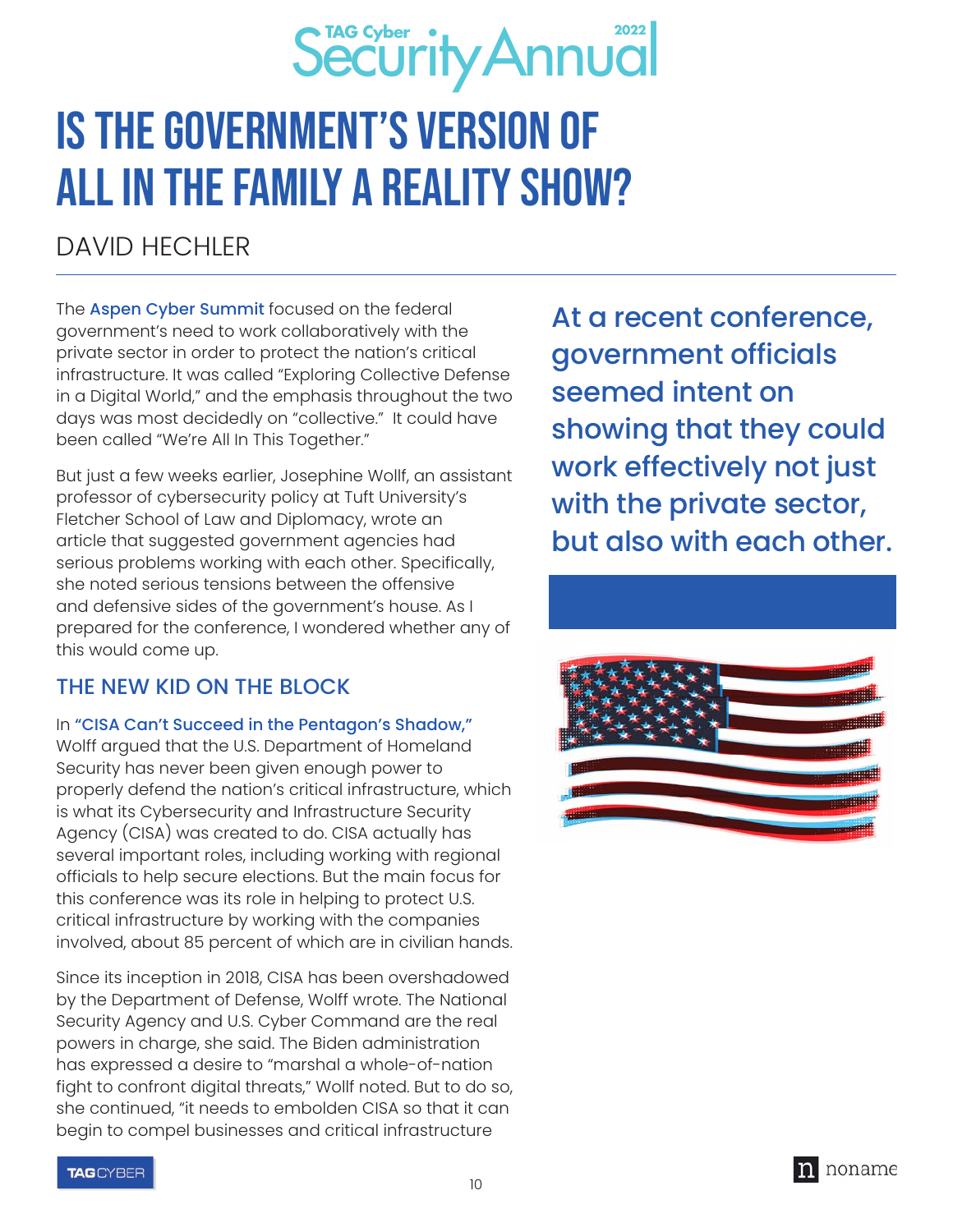# IS THE GOVERNMENT'S VERSION OF ALL IN THE FAMILY A REALITY SHOW?

DAVID HECHLER

The Aspen Cyber Summit focused on the federal government's need to work collaboratively with the private sector in order to protect the nation's critical infrastructure. It was called "Exploring Collective Defense in a Digital World," and the emphasis throughout the two days was most decidedly on "collective." It could have been called "We're All In This Together."

But just a few weeks earlier, Josephine Wolff, an assistant professor of cybersecurity policy at Tuft University's Fletcher School of Law and Diplomacy, wrote an article that suggested government agencies had serious problems working with each other. Specifically, she noted serious tensions between the offensive and defensive sides of the government's house. As I prepared for the conference, I wondered whether any of this would come up.

**At a recent conference, government officials seemed intent on showing that they could work effectively not just with the private sector, but also with each other.**

## THE NEW KID ON THE BLOCK

In **"CISA Can't Succeed in the Pentagon's Shadow,"** Wolff argued that the U.S. Department of Homeland Security has never been given enough power to properly defend the nation's critical infrastructure, which is what its Cybersecurity and Infrastructure Security Agency (CISA) was created to do. CISA actually has several important roles, including working with regional officials to help secure elections. But the main focus for this conference was its role in helping to protect U.S. critical infrastructure by working with the companies involved, about 85 percent of which are in civilian hands.

Since its inception in 2018, CISA has been overshadowed by the Department of Defense, Wolff wrote. The National Security Agency and U.S. Cyber Command are the real powers in charge, she said. The Biden administration has expressed a desire to "marshal a whole-of-nation fight to confront digital threats," Wolff noted. But to do so, she continued, "it needs to embolden CISA so that it can begin to compel businesses and critical infrastructure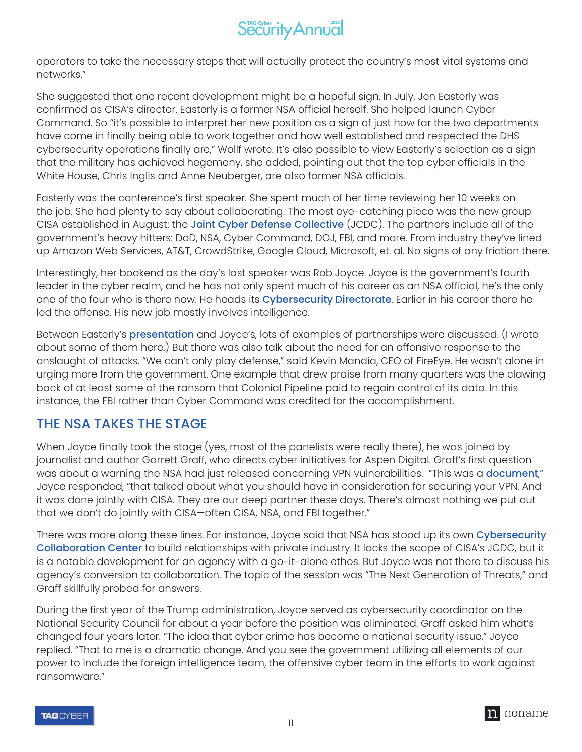operators to take the necessary steps that will actually protect the country's most vital systems and networks."

She suggested that one recent development might be a hopeful sign. In July, Jen Easterly was confirmed as CISA's director. Easterly is a former NSA official herself. She helped launch Cyber Command. So "it's possible to interpret her new position as a sign of just how far the two departments have come in finally being able to work together and how well established and respected the DHS cybersecurity operations finally are," Wolff wrote. It's also possible to view Easterly's selection as a sign that the military has achieved hegemony, she added, pointing out that the top cyber officials in the White House, Chris Inglis and Anne Neuberger, are also former NSA officials.

Easterly was the conference's first speaker. She spent much of her time reviewing her 10 weeks on the job. She had plenty to say about collaborating. The most eye-catching piece was the new group CISA established in August: the **Joint Cyber Defense Collective** (JCDC). The partners include all of the government's heavy hitters: DoD, NSA, Cyber Command, DOJ, FBI, and more. From industry they've lined up Amazon Web Services, AT&T, CrowdStrike, Google Cloud, Microsoft, et. al. No signs of any friction there.

Interestingly, her bookend as the day's last speaker was Rob Joyce. Joyce is the government's fourth leader in the cyber realm, and he has not only spent much of his career as an NSA official, he's the only one of the four who is there now. He heads its **Cybersecurity Directorate**. Earlier in his career there he led the offense. His new job mostly involves intelligence.

Between Easterly's **presentation** and Joyce's, lots of examples of partnerships were discussed. (I wrote about some of them here.) But there was also talk about the need for an offensive response to the onslaught of attacks. "We can't only play defense," said Kevin Mandia, CEO of FireEye. He wasn't alone in urging more from the government. One example that drew praise from many quarters was the clawing back of at least some of the ransom that Colonial Pipeline paid to regain control of its data. In this instance, the FBI rather than Cyber Command was credited for the accomplishment.

## THE NSA TAKES THE STAGE

When Joyce finally took the stage (yes, most of the panelists were really there), he was joined by journalist and author Garrett Graff, who directs cyber initiatives for Aspen Digital. Graff's first question was about a warning the NSA had just released concerning VPN vulnerabilities. "This was a **document**," Joyce responded, "that talked about what you should have in consideration for securing your VPN. And it was done jointly with CISA. They are our deep partner these days. There's almost nothing we put out that we don't do jointly with CISA—often CISA, NSA, and FBI together."

There was more along these lines. For instance, Joyce said that NSA has stood up its own **Cybersecurity Collaboration Center** to build relationships with private industry. It lacks the scope of CISA's JCDC, but it is a notable development for an agency with a go-it-alone ethos. But Joyce was not there to discuss his agency's conversion to collaboration. The topic of the session was "The Next Generation of Threats," and Graff skillfully probed for answers.

During the first year of the Trump administration, Joyce served as cybersecurity coordinator on the National Security Council for about a year before the position was eliminated. Graff asked him what's changed four years later. "The idea that cyber crime has become a national security issue," Joyce replied. "That to me is a dramatic change. And you see the government utilizing all elements of our power to include the foreign intelligence team, the offensive cyber team in the efforts to work against ransomware."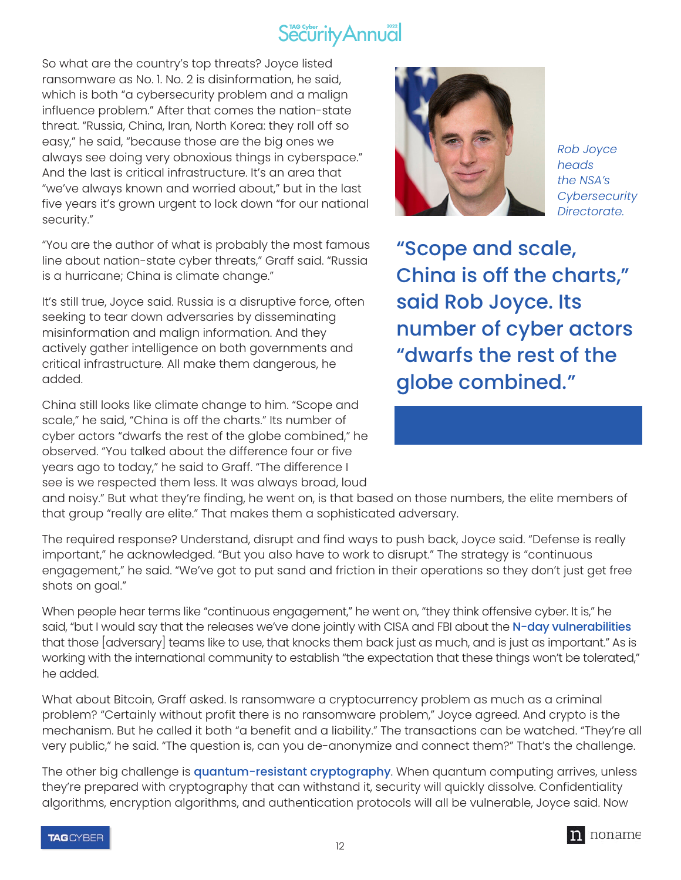So what are the country's top threats? Joyce listed ransomware as No. 1. No. 2 is disinformation, he said, which is both "a cybersecurity problem and a malign influence problem." After that comes the nation-state threat. "Russia, China, Iran, North Korea: they roll off so easy," he said, "because those are the big ones we always see doing very obnoxious things in cyberspace." And the last is critical infrastructure. It's an area that "we've always known and worried about," but in the last five years it's grown urgent to lock down "for our national security."

*Rob Joyce heads the NSA's Cybersecurity Directorate.*

"You are the author of what is probably the most famous line about nation-state cyber threats," Graff said. "Russia is a hurricane; China is climate change."

It's still true, Joyce said. Russia is a disruptive force, often seeking to tear down adversaries by disseminating misinformation and malign information. And they actively gather intelligence on both governments and critical infrastructure. All make them dangerous, he added.

> **"Scope and scale, China is off the charts," said Rob Joyce. Its number of cyber actors "dwarfs the rest of the globe combined."**

China still looks like climate change to him. "Scope and scale," he said, "China is off the charts." Its number of cyber actors "dwarfs the rest of the globe combined," he observed. "You talked about the difference four or five years ago to today," he said to Graff. "The difference I see is we respected them less. It was always broad, loud and noisy." But what they're finding, he went on, is that based on those numbers, the elite members of that group "really are elite." That makes them a sophisticated adversary.

The required response? Understand, disrupt and find ways to push back, Joyce said. "Defense is really important," he acknowledged. "But you also have to work to disrupt." The strategy is "continuous engagement," he said. "We've got to put sand and friction in their operations so they don't just get free shots on goal."

When people hear terms like "continuous engagement," he went on, "they think offensive cyber. It is," he said, "but I would say that the releases we've done jointly with CISA and FBI about the N-day vulnerabilities that those [adversary] teams like to use, that knocks them back just as much, and is just as important." As is working with the international community to establish "the expectation that these things won't be tolerated," he added.

What about Bitcoin, Graff asked. Is ransomware a cryptocurrency problem as much as a criminal problem? "Certainly without profit there is no ransomware problem," Joyce agreed. And crypto is the mechanism. But he called it both "a benefit and a liability." The transactions can be watched. "They're all very public," he said. "The question is, can you de-anonymize and connect them?" That's the challenge.

The other big challenge is quantum-resistant cryptography. When quantum computing arrives, unless they're prepared with cryptography that can withstand it, security will quickly dissolve. Confidentiality algorithms, encryption algorithms, and authentication protocols will all be vulnerable, Joyce said. Now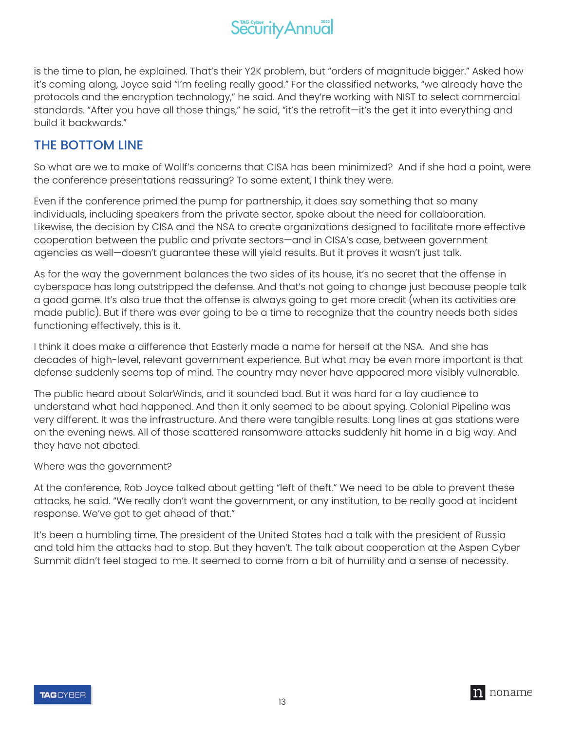is the time to plan, he explained. That's their Y2K problem, but "orders of magnitude bigger." Asked how it's coming along, Joyce said "I'm feeling really good." For the classified networks, "we already have the protocols and the encryption technology," he said. And they're working with NIST to select commercial standards. "After you have all those things," he said, "it's the retrofit—it's the get it into everything and build it backwards."

## THE BOTTOM LINE

So what are we to make of Wolff's concerns that CISA has been minimized? And if she had a point, were the conference presentations reassuring? To some extent, I think they were.

Even if the conference primed the pump for partnership, it does say something that so many individuals, including speakers from the private sector, spoke about the need for collaboration. Likewise, the decision by CISA and the NSA to create organizations designed to facilitate more effective cooperation between the public and private sectors—and in CISA's case, between government agencies as well—doesn't guarantee these will yield results. But it proves it wasn't just talk.

As for the way the government balances the two sides of its house, it's no secret that the offense in cyberspace has long outstripped the defense. And that's not going to change just because people talk a good game. It's also true that the offense is always going to get more credit (when its activities are made public). But if there was ever going to be a time to recognize that the country needs both sides functioning effectively, this is it.

I think it does make a difference that Easterly made a name for herself at the NSA. And she has decades of high-level, relevant government experience. But what may be even more important is that defense suddenly seems top of mind. The country may never have appeared more visibly vulnerable.

The public heard about SolarWinds, and it sounded bad. But it was hard for a lay audience to understand what had happened. And then it only seemed to be about spying. Colonial Pipeline was very different. It was the infrastructure. And there were tangible results. Long lines at gas stations were on the evening news. All of those scattered ransomware attacks suddenly hit home in a big way. And they have not abated.

Where was the government?

At the conference, Rob Joyce talked about getting "left of theft." We need to be able to prevent these attacks, he said. "We really don't want the government, or any institution, to be really good at incident response. We've got to get ahead of that."

It's been a humbling time. The president of the United States had a talk with the president of Russia and told him the attacks had to stop. But they haven't. The talk about cooperation at the Aspen Cyber Summit didn't feel staged to me. It seemed to come from a bit of humility and a sense of necessity.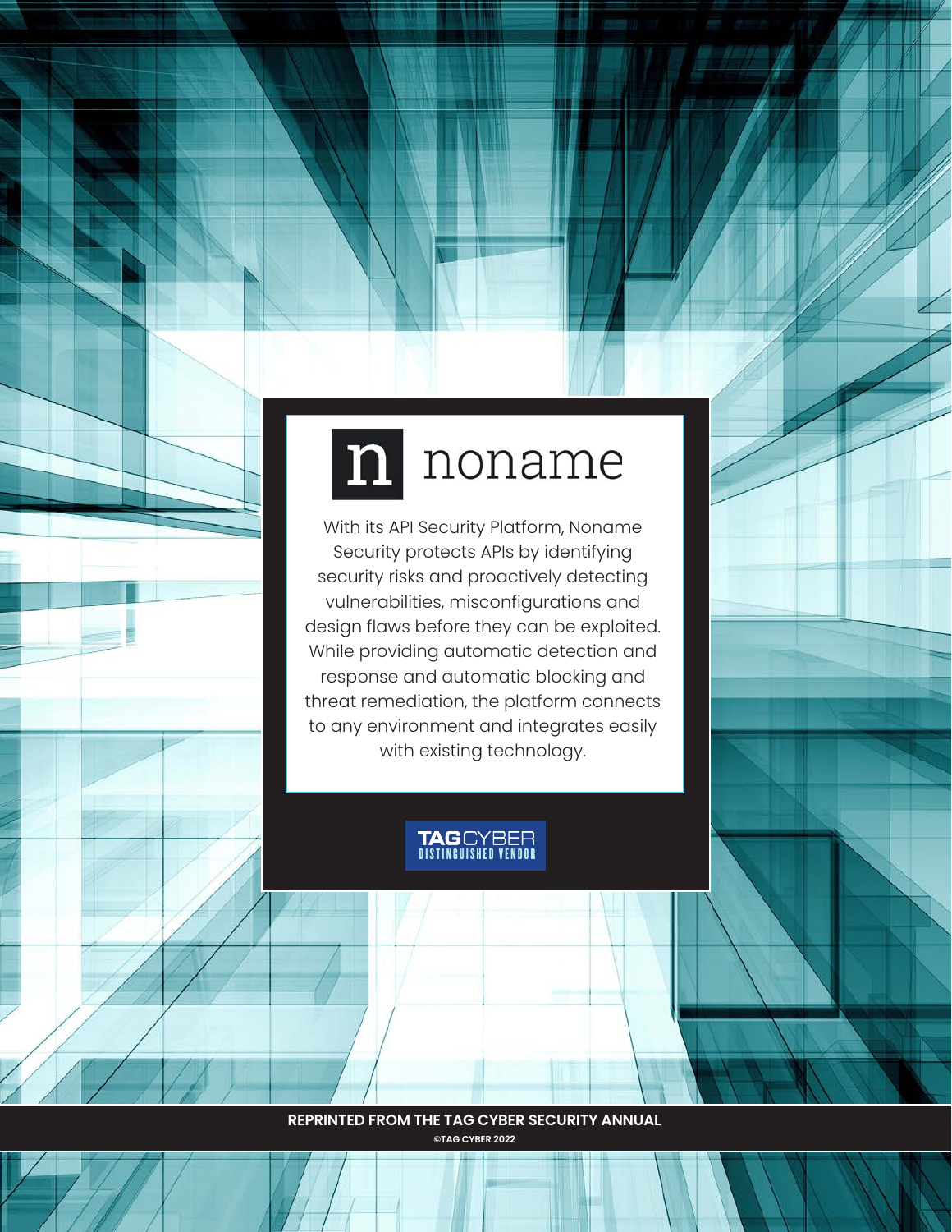# noname

With its API Security Platform, Noname Security protects APIs by identifying security risks and proactively detecting vulnerabilities, misconfigurations and design flaws before they can be exploited. While providing automatic detection and response and automatic blocking and threat remediation, the platform connects to any environment and integrates easily with existing technology.

TAG CYBER DISTINGUISHED VENDOR

**REPRINTED FROM THE TAG CYBER SECURITY ANNUAL**

**©TAG CYBER 2022**